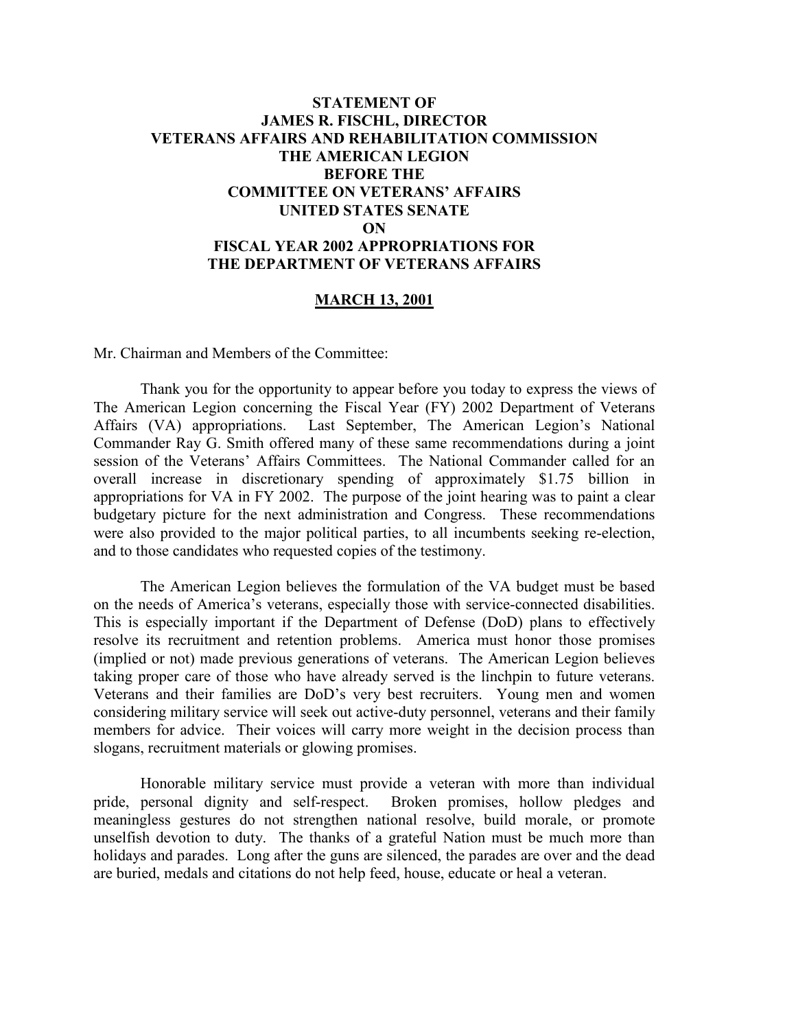**STATEMENT OF**
**JAMES R. FISCHL, DIRECTOR**
**VETERANS AFFAIRS AND REHABILITATION COMMISSION**
**THE AMERICAN LEGION**
**BEFORE THE**
**COMMITTEE ON VETERANS' AFFAIRS**
**UNITED STATES SENATE**
**ON**
**FISCAL YEAR 2002 APPROPRIATIONS FOR**
**THE DEPARTMENT OF VETERANS AFFAIRS**

**MARCH 13, 2001**

Mr. Chairman and Members of the Committee:

Thank you for the opportunity to appear before you today to express the views of The American Legion concerning the Fiscal Year (FY) 2002 Department of Veterans Affairs (VA) appropriations. Last September, The American Legion's National Commander Ray G. Smith offered many of these same recommendations during a joint session of the Veterans' Affairs Committees. The National Commander called for an overall increase in discretionary spending of approximately $1.75 billion in appropriations for VA in FY 2002. The purpose of the joint hearing was to paint a clear budgetary picture for the next administration and Congress. These recommendations were also provided to the major political parties, to all incumbents seeking re-election, and to those candidates who requested copies of the testimony.

The American Legion believes the formulation of the VA budget must be based on the needs of America's veterans, especially those with service-connected disabilities. This is especially important if the Department of Defense (DoD) plans to effectively resolve its recruitment and retention problems. America must honor those promises (implied or not) made previous generations of veterans. The American Legion believes taking proper care of those who have already served is the linchpin to future veterans. Veterans and their families are DoD's very best recruiters. Young men and women considering military service will seek out active-duty personnel, veterans and their family members for advice. Their voices will carry more weight in the decision process than slogans, recruitment materials or glowing promises.

Honorable military service must provide a veteran with more than individual pride, personal dignity and self-respect. Broken promises, hollow pledges and meaningless gestures do not strengthen national resolve, build morale, or promote unselfish devotion to duty. The thanks of a grateful Nation must be much more than holidays and parades. Long after the guns are silenced, the parades are over and the dead are buried, medals and citations do not help feed, house, educate or heal a veteran.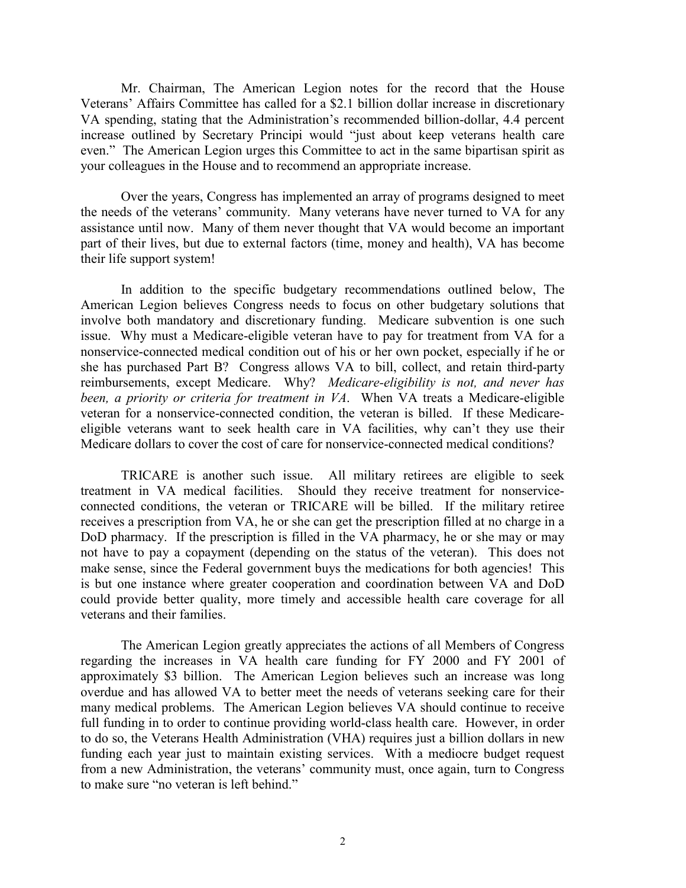Mr. Chairman, The American Legion notes for the record that the House Veterans' Affairs Committee has called for a $2.1 billion dollar increase in discretionary VA spending, stating that the Administration's recommended billion-dollar, 4.4 percent increase outlined by Secretary Principi would "just about keep veterans health care even." The American Legion urges this Committee to act in the same bipartisan spirit as your colleagues in the House and to recommend an appropriate increase.

Over the years, Congress has implemented an array of programs designed to meet the needs of the veterans' community. Many veterans have never turned to VA for any assistance until now. Many of them never thought that VA would become an important part of their lives, but due to external factors (time, money and health), VA has become their life support system!

In addition to the specific budgetary recommendations outlined below, The American Legion believes Congress needs to focus on other budgetary solutions that involve both mandatory and discretionary funding. Medicare subvention is one such issue. Why must a Medicare-eligible veteran have to pay for treatment from VA for a nonservice-connected medical condition out of his or her own pocket, especially if he or she has purchased Part B? Congress allows VA to bill, collect, and retain third-party reimbursements, except Medicare. Why? *Medicare-eligibility is not, and never has been, a priority or criteria for treatment in VA*. When VA treats a Medicare-eligible veteran for a nonservice-connected condition, the veteran is billed. If these Medicare-eligible veterans want to seek health care in VA facilities, why can't they use their Medicare dollars to cover the cost of care for nonservice-connected medical conditions?

TRICARE is another such issue. All military retirees are eligible to seek treatment in VA medical facilities. Should they receive treatment for nonservice-connected conditions, the veteran or TRICARE will be billed. If the military retiree receives a prescription from VA, he or she can get the prescription filled at no charge in a DoD pharmacy. If the prescription is filled in the VA pharmacy, he or she may or may not have to pay a copayment (depending on the status of the veteran). This does not make sense, since the Federal government buys the medications for both agencies! This is but one instance where greater cooperation and coordination between VA and DoD could provide better quality, more timely and accessible health care coverage for all veterans and their families.

The American Legion greatly appreciates the actions of all Members of Congress regarding the increases in VA health care funding for FY 2000 and FY 2001 of approximately $3 billion. The American Legion believes such an increase was long overdue and has allowed VA to better meet the needs of veterans seeking care for their many medical problems. The American Legion believes VA should continue to receive full funding in to order to continue providing world-class health care. However, in order to do so, the Veterans Health Administration (VHA) requires just a billion dollars in new funding each year just to maintain existing services. With a mediocre budget request from a new Administration, the veterans' community must, once again, turn to Congress to make sure "no veteran is left behind."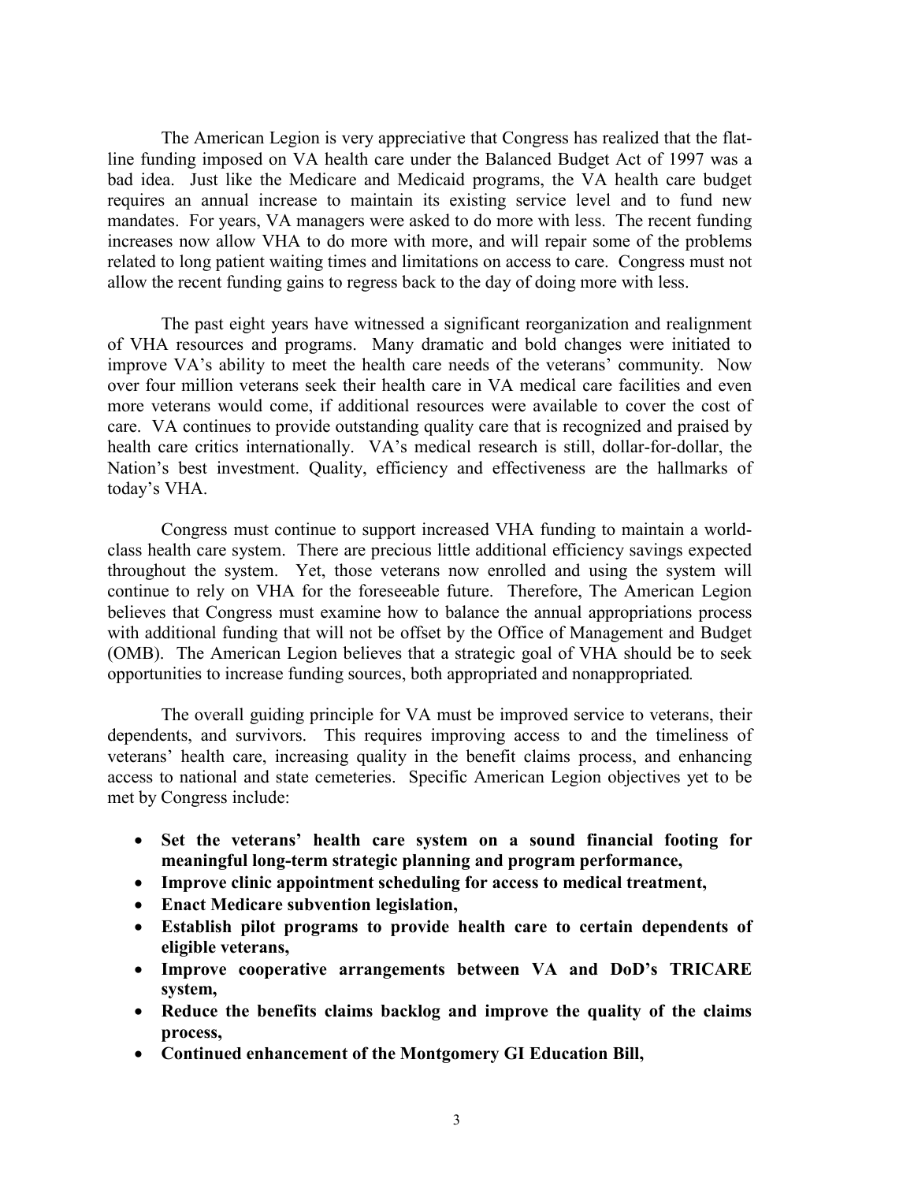The American Legion is very appreciative that Congress has realized that the flat-line funding imposed on VA health care under the Balanced Budget Act of 1997 was a bad idea. Just like the Medicare and Medicaid programs, the VA health care budget requires an annual increase to maintain its existing service level and to fund new mandates. For years, VA managers were asked to do more with less. The recent funding increases now allow VHA to do more with more, and will repair some of the problems related to long patient waiting times and limitations on access to care. Congress must not allow the recent funding gains to regress back to the day of doing more with less.

The past eight years have witnessed a significant reorganization and realignment of VHA resources and programs. Many dramatic and bold changes were initiated to improve VA's ability to meet the health care needs of the veterans' community. Now over four million veterans seek their health care in VA medical care facilities and even more veterans would come, if additional resources were available to cover the cost of care. VA continues to provide outstanding quality care that is recognized and praised by health care critics internationally. VA's medical research is still, dollar-for-dollar, the Nation's best investment. Quality, efficiency and effectiveness are the hallmarks of today's VHA.

Congress must continue to support increased VHA funding to maintain a world-class health care system. There are precious little additional efficiency savings expected throughout the system. Yet, those veterans now enrolled and using the system will continue to rely on VHA for the foreseeable future. Therefore, The American Legion believes that Congress must examine how to balance the annual appropriations process with additional funding that will not be offset by the Office of Management and Budget (OMB). The American Legion believes that a strategic goal of VHA should be to seek opportunities to increase funding sources, both appropriated and nonappropriated.

The overall guiding principle for VA must be improved service to veterans, their dependents, and survivors. This requires improving access to and the timeliness of veterans' health care, increasing quality in the benefit claims process, and enhancing access to national and state cemeteries. Specific American Legion objectives yet to be met by Congress include:

- **Set the veterans' health care system on a sound financial footing for meaningful long-term strategic planning and program performance,**
- **Improve clinic appointment scheduling for access to medical treatment,**
- **Enact Medicare subvention legislation,**
- **Establish pilot programs to provide health care to certain dependents of eligible veterans,**
- **Improve cooperative arrangements between VA and DoD's TRICARE system,**
- **Reduce the benefits claims backlog and improve the quality of the claims process,**
- **Continued enhancement of the Montgomery GI Education Bill,**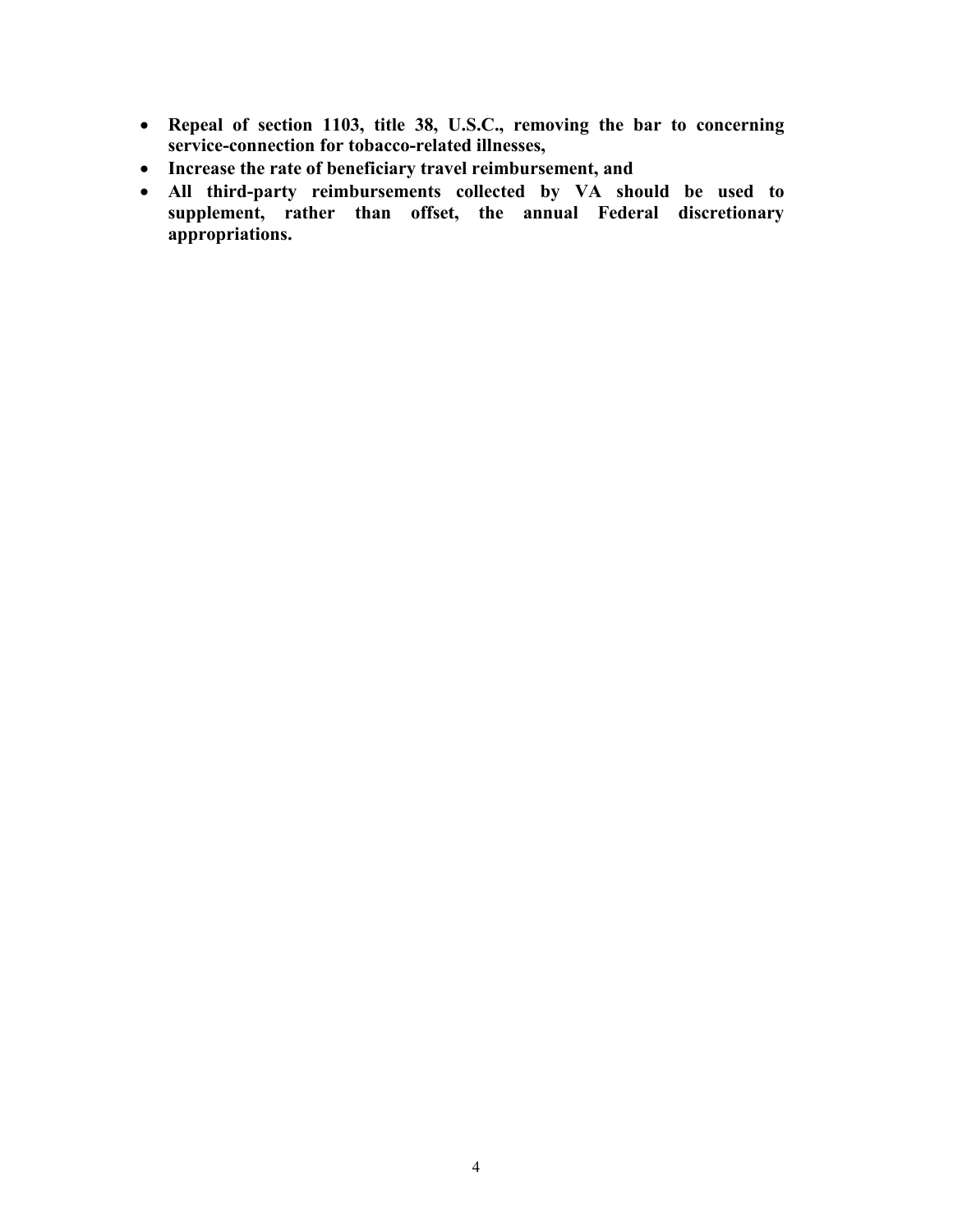- **Repeal of section 1103, title 38, U.S.C., removing the bar to concerning service-connection for tobacco-related illnesses,**
- **Increase the rate of beneficiary travel reimbursement, and**
- **All third-party reimbursements collected by VA should be used to supplement, rather than offset, the annual Federal discretionary appropriations.**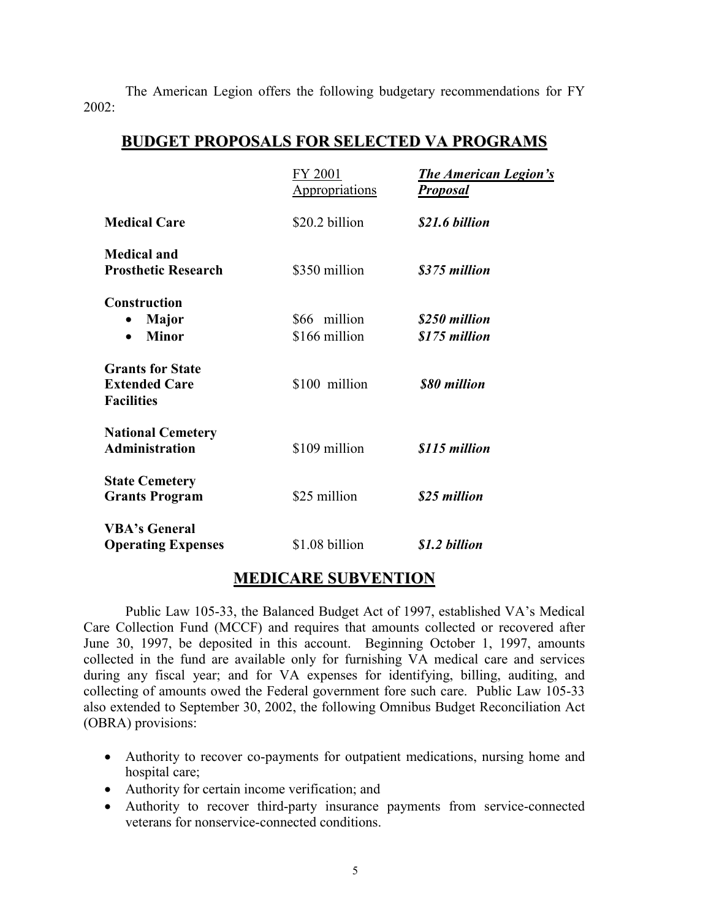The American Legion offers the following budgetary recommendations for FY 2002:

## BUDGET PROPOSALS FOR SELECTED VA PROGRAMS

| | FY 2001 Appropriations | ***The American Legion's Proposal*** |
|---|---|---|
| **Medical Care** | $20.2 billion | ***$21.6 billion*** |
| **Medical and Prosthetic Research** | $350 million | ***$375 million*** |
| **Construction** | | |
| • **Major** | $66 million | ***$250 million*** |
| • **Minor** | $166 million | ***$175 million*** |
| **Grants for State Extended Care Facilities** | $100 million | ***$80 million*** |
| **National Cemetery Administration** | $109 million | ***$115 million*** |
| **State Cemetery Grants Program** | $25 million | ***$25 million*** |
| **VBA's General Operating Expenses** | $1.08 billion | ***$1.2 billion*** |

## MEDICARE SUBVENTION

Public Law 105-33, the Balanced Budget Act of 1997, established VA's Medical Care Collection Fund (MCCF) and requires that amounts collected or recovered after June 30, 1997, be deposited in this account. Beginning October 1, 1997, amounts collected in the fund are available only for furnishing VA medical care and services during any fiscal year; and for VA expenses for identifying, billing, auditing, and collecting of amounts owed the Federal government fore such care. Public Law 105-33 also extended to September 30, 2002, the following Omnibus Budget Reconciliation Act (OBRA) provisions:

- Authority to recover co-payments for outpatient medications, nursing home and hospital care;
- Authority for certain income verification; and
- Authority to recover third-party insurance payments from service-connected veterans for nonservice-connected conditions.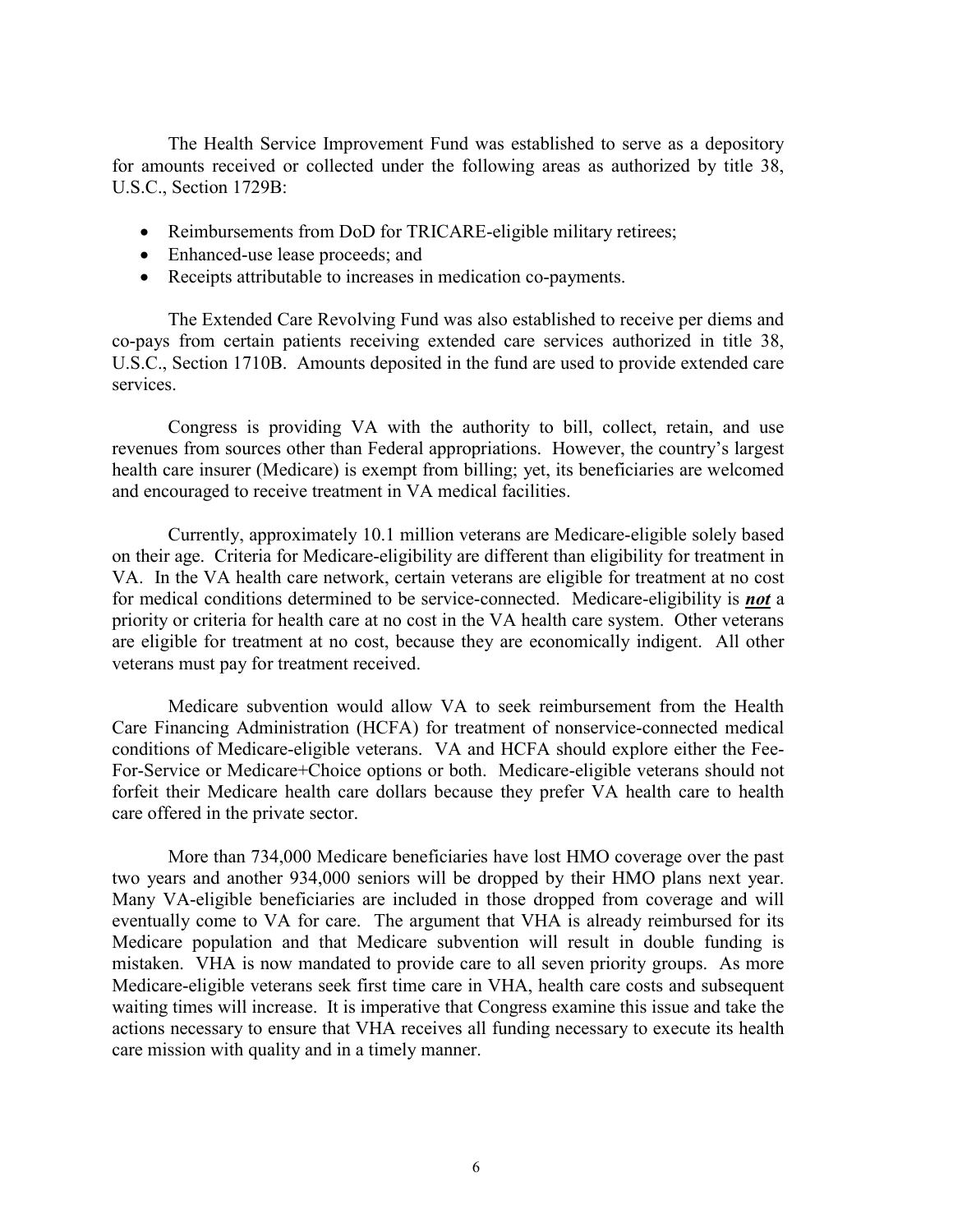The Health Service Improvement Fund was established to serve as a depository for amounts received or collected under the following areas as authorized by title 38, U.S.C., Section 1729B:

- Reimbursements from DoD for TRICARE-eligible military retirees;
- Enhanced-use lease proceeds; and
- Receipts attributable to increases in medication co-payments.

The Extended Care Revolving Fund was also established to receive per diems and co-pays from certain patients receiving extended care services authorized in title 38, U.S.C., Section 1710B. Amounts deposited in the fund are used to provide extended care services.

Congress is providing VA with the authority to bill, collect, retain, and use revenues from sources other than Federal appropriations. However, the country's largest health care insurer (Medicare) is exempt from billing; yet, its beneficiaries are welcomed and encouraged to receive treatment in VA medical facilities.

Currently, approximately 10.1 million veterans are Medicare-eligible solely based on their age. Criteria for Medicare-eligibility are different than eligibility for treatment in VA. In the VA health care network, certain veterans are eligible for treatment at no cost for medical conditions determined to be service-connected. Medicare-eligibility is ***not*** a priority or criteria for health care at no cost in the VA health care system. Other veterans are eligible for treatment at no cost, because they are economically indigent. All other veterans must pay for treatment received.

Medicare subvention would allow VA to seek reimbursement from the Health Care Financing Administration (HCFA) for treatment of nonservice-connected medical conditions of Medicare-eligible veterans. VA and HCFA should explore either the Fee-For-Service or Medicare+Choice options or both. Medicare-eligible veterans should not forfeit their Medicare health care dollars because they prefer VA health care to health care offered in the private sector.

More than 734,000 Medicare beneficiaries have lost HMO coverage over the past two years and another 934,000 seniors will be dropped by their HMO plans next year. Many VA-eligible beneficiaries are included in those dropped from coverage and will eventually come to VA for care. The argument that VHA is already reimbursed for its Medicare population and that Medicare subvention will result in double funding is mistaken. VHA is now mandated to provide care to all seven priority groups. As more Medicare-eligible veterans seek first time care in VHA, health care costs and subsequent waiting times will increase. It is imperative that Congress examine this issue and take the actions necessary to ensure that VHA receives all funding necessary to execute its health care mission with quality and in a timely manner.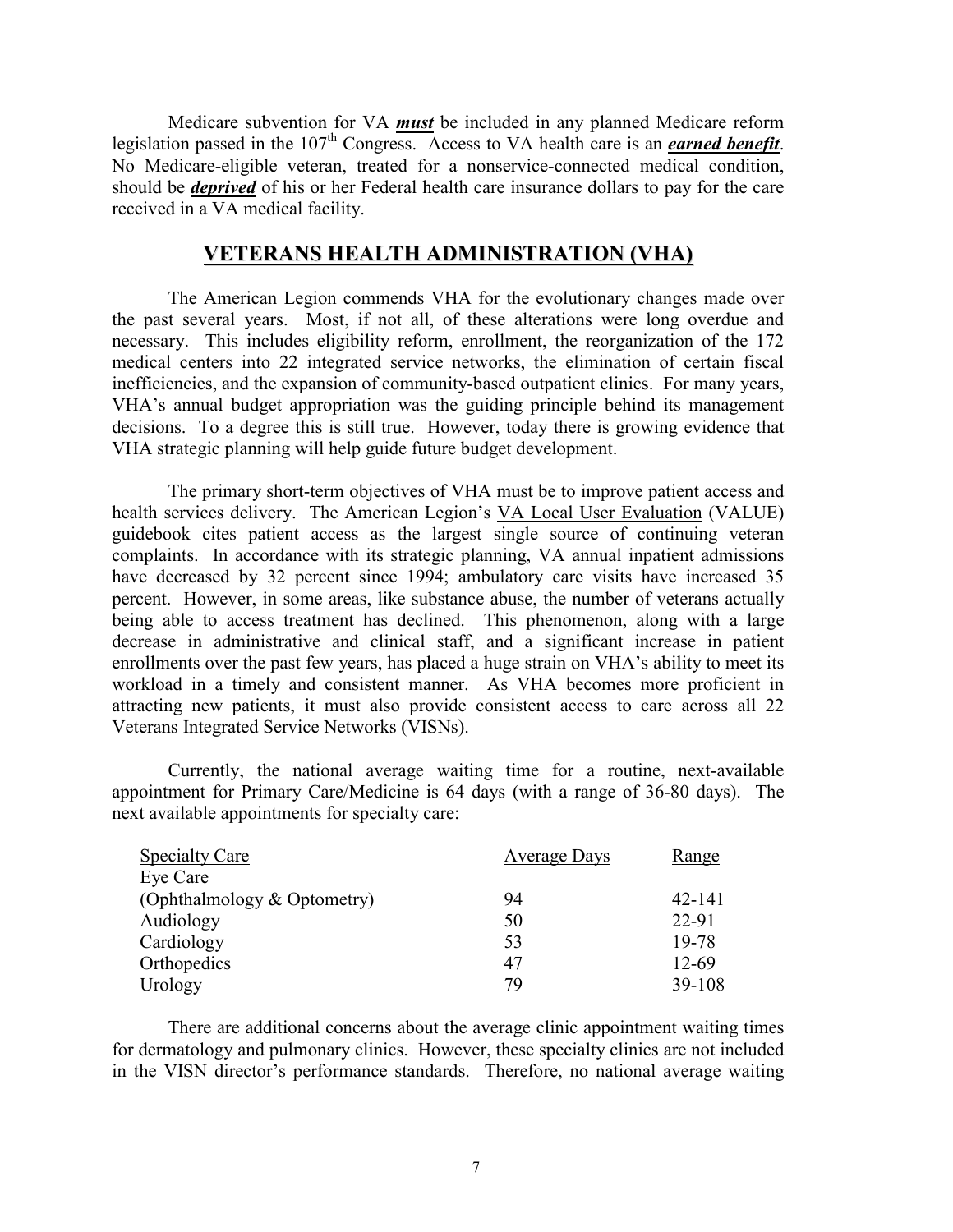Medicare subvention for VA ***must*** be included in any planned Medicare reform legislation passed in the 107th Congress. Access to VA health care is an ***earned benefit***. No Medicare-eligible veteran, treated for a nonservice-connected medical condition, should be ***deprived*** of his or her Federal health care insurance dollars to pay for the care received in a VA medical facility.

## VETERANS HEALTH ADMINISTRATION (VHA)

The American Legion commends VHA for the evolutionary changes made over the past several years. Most, if not all, of these alterations were long overdue and necessary. This includes eligibility reform, enrollment, the reorganization of the 172 medical centers into 22 integrated service networks, the elimination of certain fiscal inefficiencies, and the expansion of community-based outpatient clinics. For many years, VHA's annual budget appropriation was the guiding principle behind its management decisions. To a degree this is still true. However, today there is growing evidence that VHA strategic planning will help guide future budget development.

The primary short-term objectives of VHA must be to improve patient access and health services delivery. The American Legion's VA Local User Evaluation (VALUE) guidebook cites patient access as the largest single source of continuing veteran complaints. In accordance with its strategic planning, VA annual inpatient admissions have decreased by 32 percent since 1994; ambulatory care visits have increased 35 percent. However, in some areas, like substance abuse, the number of veterans actually being able to access treatment has declined. This phenomenon, along with a large decrease in administrative and clinical staff, and a significant increase in patient enrollments over the past few years, has placed a huge strain on VHA's ability to meet its workload in a timely and consistent manner. As VHA becomes more proficient in attracting new patients, it must also provide consistent access to care across all 22 Veterans Integrated Service Networks (VISNs).

Currently, the national average waiting time for a routine, next-available appointment for Primary Care/Medicine is 64 days (with a range of 36-80 days). The next available appointments for specialty care:

| Specialty Care | Average Days | Range |
|---|---|---|
| Eye Care (Ophthalmology & Optometry) | 94 | 42-141 |
| Audiology | 50 | 22-91 |
| Cardiology | 53 | 19-78 |
| Orthopedics | 47 | 12-69 |
| Urology | 79 | 39-108 |

There are additional concerns about the average clinic appointment waiting times for dermatology and pulmonary clinics. However, these specialty clinics are not included in the VISN director's performance standards. Therefore, no national average waiting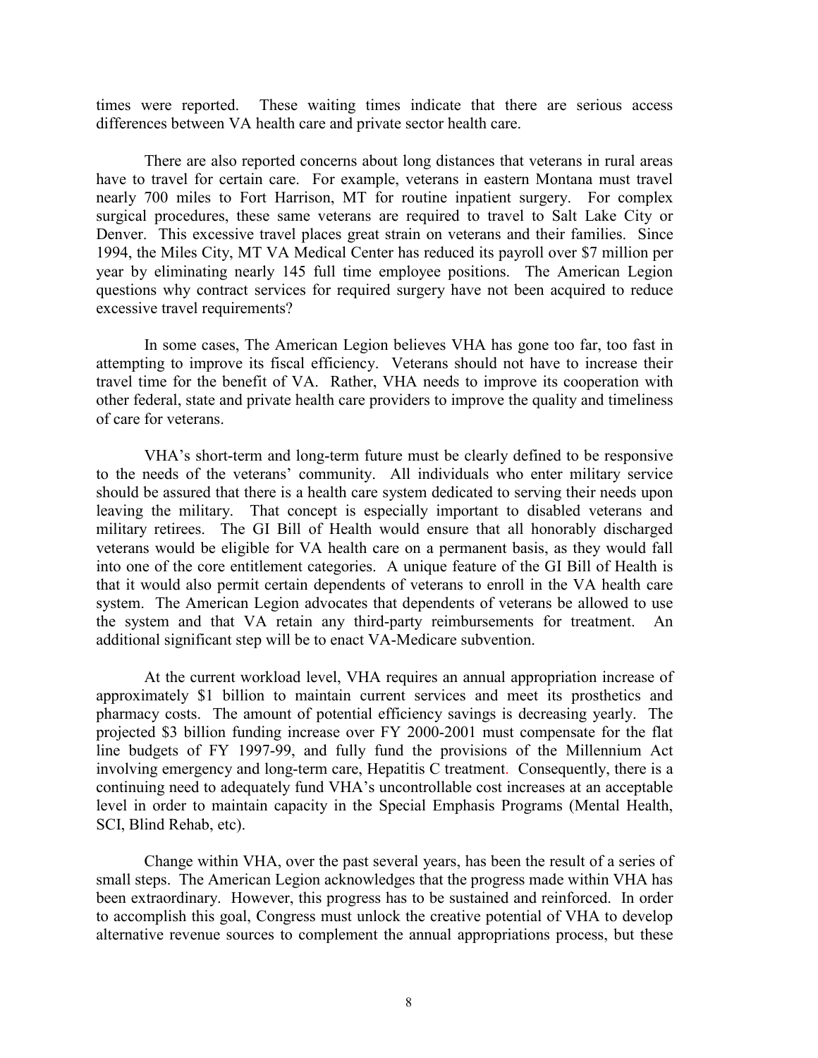times were reported. These waiting times indicate that there are serious access differences between VA health care and private sector health care.

There are also reported concerns about long distances that veterans in rural areas have to travel for certain care. For example, veterans in eastern Montana must travel nearly 700 miles to Fort Harrison, MT for routine inpatient surgery. For complex surgical procedures, these same veterans are required to travel to Salt Lake City or Denver. This excessive travel places great strain on veterans and their families. Since 1994, the Miles City, MT VA Medical Center has reduced its payroll over $7 million per year by eliminating nearly 145 full time employee positions. The American Legion questions why contract services for required surgery have not been acquired to reduce excessive travel requirements?

In some cases, The American Legion believes VHA has gone too far, too fast in attempting to improve its fiscal efficiency. Veterans should not have to increase their travel time for the benefit of VA. Rather, VHA needs to improve its cooperation with other federal, state and private health care providers to improve the quality and timeliness of care for veterans.

VHA's short-term and long-term future must be clearly defined to be responsive to the needs of the veterans' community. All individuals who enter military service should be assured that there is a health care system dedicated to serving their needs upon leaving the military. That concept is especially important to disabled veterans and military retirees. The GI Bill of Health would ensure that all honorably discharged veterans would be eligible for VA health care on a permanent basis, as they would fall into one of the core entitlement categories. A unique feature of the GI Bill of Health is that it would also permit certain dependents of veterans to enroll in the VA health care system. The American Legion advocates that dependents of veterans be allowed to use the system and that VA retain any third-party reimbursements for treatment. An additional significant step will be to enact VA-Medicare subvention.

At the current workload level, VHA requires an annual appropriation increase of approximately $1 billion to maintain current services and meet its prosthetics and pharmacy costs. The amount of potential efficiency savings is decreasing yearly. The projected $3 billion funding increase over FY 2000-2001 must compensate for the flat line budgets of FY 1997-99, and fully fund the provisions of the Millennium Act involving emergency and long-term care, Hepatitis C treatment. Consequently, there is a continuing need to adequately fund VHA's uncontrollable cost increases at an acceptable level in order to maintain capacity in the Special Emphasis Programs (Mental Health, SCI, Blind Rehab, etc).

Change within VHA, over the past several years, has been the result of a series of small steps. The American Legion acknowledges that the progress made within VHA has been extraordinary. However, this progress has to be sustained and reinforced. In order to accomplish this goal, Congress must unlock the creative potential of VHA to develop alternative revenue sources to complement the annual appropriations process, but these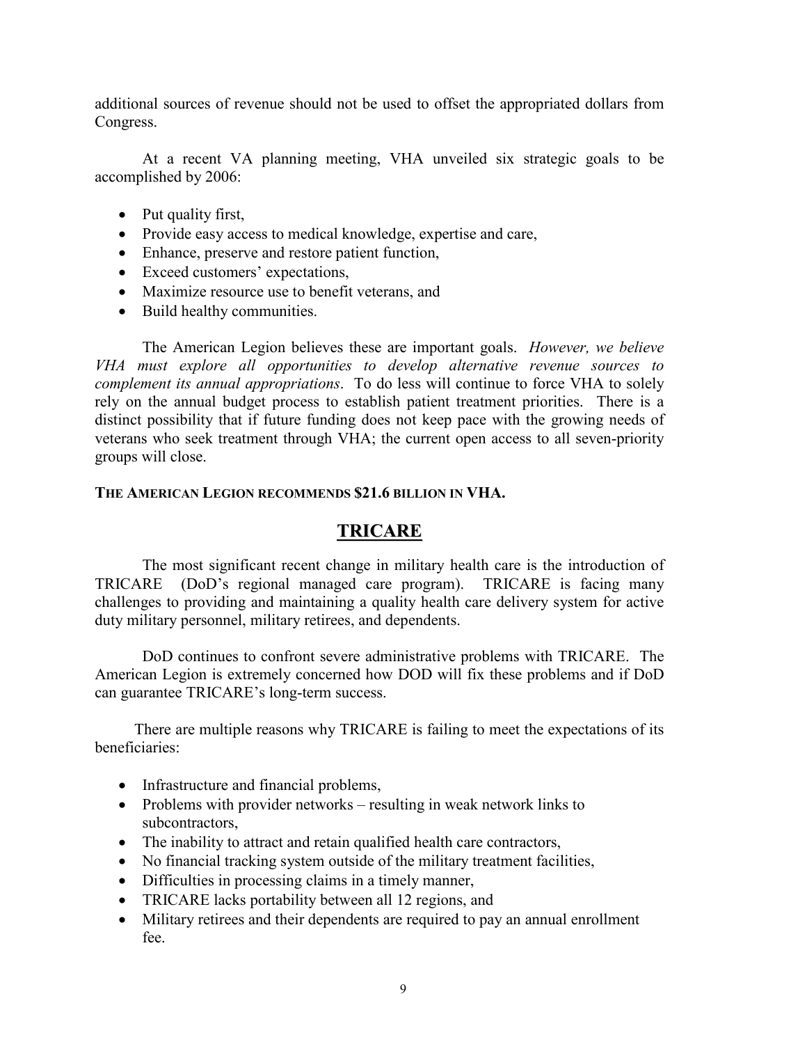additional sources of revenue should not be used to offset the appropriated dollars from Congress.

At a recent VA planning meeting, VHA unveiled six strategic goals to be accomplished by 2006:

- Put quality first,
- Provide easy access to medical knowledge, expertise and care,
- Enhance, preserve and restore patient function,
- Exceed customers' expectations,
- Maximize resource use to benefit veterans, and
- Build healthy communities.

The American Legion believes these are important goals. *However, we believe VHA must explore all opportunities to develop alternative revenue sources to complement its annual appropriations*. To do less will continue to force VHA to solely rely on the annual budget process to establish patient treatment priorities. There is a distinct possibility that if future funding does not keep pace with the growing needs of veterans who seek treatment through VHA; the current open access to all seven-priority groups will close.

**THE AMERICAN LEGION RECOMMENDS $21.6 BILLION IN VHA.**

## TRICARE

The most significant recent change in military health care is the introduction of TRICARE (DoD's regional managed care program). TRICARE is facing many challenges to providing and maintaining a quality health care delivery system for active duty military personnel, military retirees, and dependents.

DoD continues to confront severe administrative problems with TRICARE. The American Legion is extremely concerned how DOD will fix these problems and if DoD can guarantee TRICARE's long-term success.

There are multiple reasons why TRICARE is failing to meet the expectations of its beneficiaries:

- Infrastructure and financial problems,
- Problems with provider networks – resulting in weak network links to subcontractors,
- The inability to attract and retain qualified health care contractors,
- No financial tracking system outside of the military treatment facilities,
- Difficulties in processing claims in a timely manner,
- TRICARE lacks portability between all 12 regions, and
- Military retirees and their dependents are required to pay an annual enrollment fee.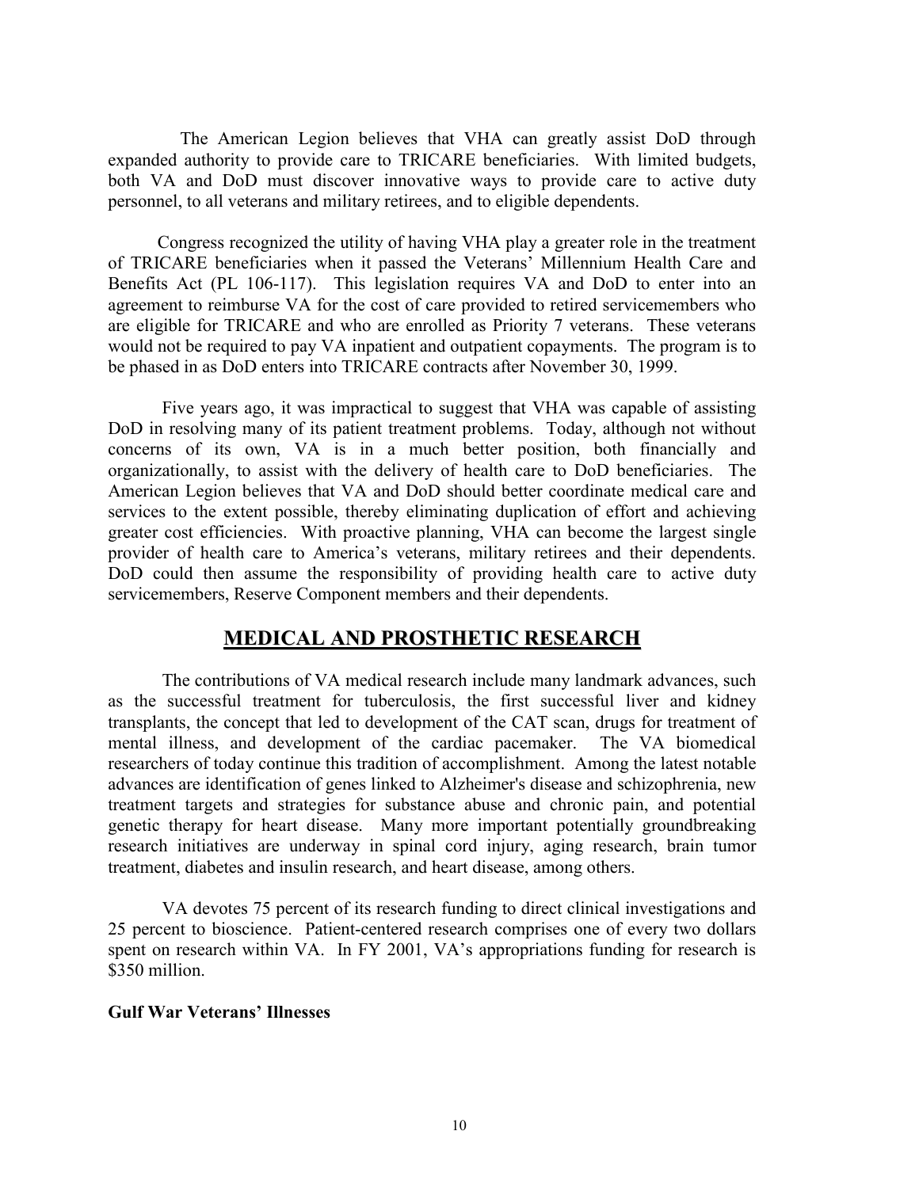The American Legion believes that VHA can greatly assist DoD through expanded authority to provide care to TRICARE beneficiaries. With limited budgets, both VA and DoD must discover innovative ways to provide care to active duty personnel, to all veterans and military retirees, and to eligible dependents.

Congress recognized the utility of having VHA play a greater role in the treatment of TRICARE beneficiaries when it passed the Veterans' Millennium Health Care and Benefits Act (PL 106-117). This legislation requires VA and DoD to enter into an agreement to reimburse VA for the cost of care provided to retired servicemembers who are eligible for TRICARE and who are enrolled as Priority 7 veterans. These veterans would not be required to pay VA inpatient and outpatient copayments. The program is to be phased in as DoD enters into TRICARE contracts after November 30, 1999.

Five years ago, it was impractical to suggest that VHA was capable of assisting DoD in resolving many of its patient treatment problems. Today, although not without concerns of its own, VA is in a much better position, both financially and organizationally, to assist with the delivery of health care to DoD beneficiaries. The American Legion believes that VA and DoD should better coordinate medical care and services to the extent possible, thereby eliminating duplication of effort and achieving greater cost efficiencies. With proactive planning, VHA can become the largest single provider of health care to America's veterans, military retirees and their dependents. DoD could then assume the responsibility of providing health care to active duty servicemembers, Reserve Component members and their dependents.

## MEDICAL AND PROSTHETIC RESEARCH

The contributions of VA medical research include many landmark advances, such as the successful treatment for tuberculosis, the first successful liver and kidney transplants, the concept that led to development of the CAT scan, drugs for treatment of mental illness, and development of the cardiac pacemaker. The VA biomedical researchers of today continue this tradition of accomplishment. Among the latest notable advances are identification of genes linked to Alzheimer's disease and schizophrenia, new treatment targets and strategies for substance abuse and chronic pain, and potential genetic therapy for heart disease. Many more important potentially groundbreaking research initiatives are underway in spinal cord injury, aging research, brain tumor treatment, diabetes and insulin research, and heart disease, among others.

VA devotes 75 percent of its research funding to direct clinical investigations and 25 percent to bioscience. Patient-centered research comprises one of every two dollars spent on research within VA. In FY 2001, VA's appropriations funding for research is $350 million.

**Gulf War Veterans' Illnesses**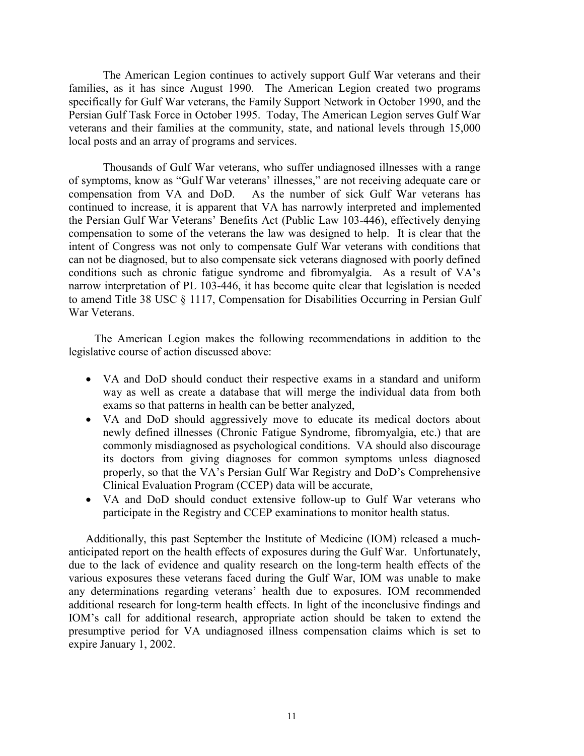The American Legion continues to actively support Gulf War veterans and their families, as it has since August 1990. The American Legion created two programs specifically for Gulf War veterans, the Family Support Network in October 1990, and the Persian Gulf Task Force in October 1995. Today, The American Legion serves Gulf War veterans and their families at the community, state, and national levels through 15,000 local posts and an array of programs and services.

Thousands of Gulf War veterans, who suffer undiagnosed illnesses with a range of symptoms, know as "Gulf War veterans' illnesses," are not receiving adequate care or compensation from VA and DoD. As the number of sick Gulf War veterans has continued to increase, it is apparent that VA has narrowly interpreted and implemented the Persian Gulf War Veterans' Benefits Act (Public Law 103-446), effectively denying compensation to some of the veterans the law was designed to help. It is clear that the intent of Congress was not only to compensate Gulf War veterans with conditions that can not be diagnosed, but to also compensate sick veterans diagnosed with poorly defined conditions such as chronic fatigue syndrome and fibromyalgia. As a result of VA's narrow interpretation of PL 103-446, it has become quite clear that legislation is needed to amend Title 38 USC § 1117, Compensation for Disabilities Occurring in Persian Gulf War Veterans.

The American Legion makes the following recommendations in addition to the legislative course of action discussed above:

- VA and DoD should conduct their respective exams in a standard and uniform way as well as create a database that will merge the individual data from both exams so that patterns in health can be better analyzed,
- VA and DoD should aggressively move to educate its medical doctors about newly defined illnesses (Chronic Fatigue Syndrome, fibromyalgia, etc.) that are commonly misdiagnosed as psychological conditions. VA should also discourage its doctors from giving diagnoses for common symptoms unless diagnosed properly, so that the VA's Persian Gulf War Registry and DoD's Comprehensive Clinical Evaluation Program (CCEP) data will be accurate,
- VA and DoD should conduct extensive follow-up to Gulf War veterans who participate in the Registry and CCEP examinations to monitor health status.

Additionally, this past September the Institute of Medicine (IOM) released a much-anticipated report on the health effects of exposures during the Gulf War. Unfortunately, due to the lack of evidence and quality research on the long-term health effects of the various exposures these veterans faced during the Gulf War, IOM was unable to make any determinations regarding veterans' health due to exposures. IOM recommended additional research for long-term health effects. In light of the inconclusive findings and IOM's call for additional research, appropriate action should be taken to extend the presumptive period for VA undiagnosed illness compensation claims which is set to expire January 1, 2002.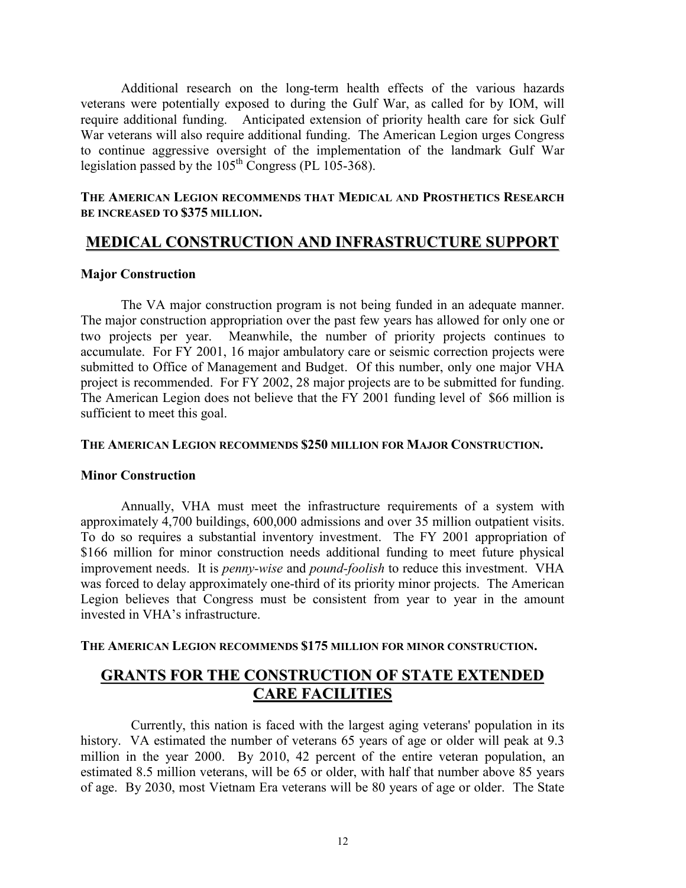Additional research on the long-term health effects of the various hazards veterans were potentially exposed to during the Gulf War, as called for by IOM, will require additional funding. Anticipated extension of priority health care for sick Gulf War veterans will also require additional funding. The American Legion urges Congress to continue aggressive oversight of the implementation of the landmark Gulf War legislation passed by the 105$^{th}$ Congress (PL 105-368).

**THE AMERICAN LEGION RECOMMENDS THAT MEDICAL AND PROSTHETICS RESEARCH BE INCREASED TO $375 MILLION.**

## MEDICAL CONSTRUCTION AND INFRASTRUCTURE SUPPORT

### Major Construction

The VA major construction program is not being funded in an adequate manner. The major construction appropriation over the past few years has allowed for only one or two projects per year. Meanwhile, the number of priority projects continues to accumulate. For FY 2001, 16 major ambulatory care or seismic correction projects were submitted to Office of Management and Budget. Of this number, only one major VHA project is recommended. For FY 2002, 28 major projects are to be submitted for funding. The American Legion does not believe that the FY 2001 funding level of $66 million is sufficient to meet this goal.

**THE AMERICAN LEGION RECOMMENDS $250 MILLION FOR MAJOR CONSTRUCTION.**

### Minor Construction

Annually, VHA must meet the infrastructure requirements of a system with approximately 4,700 buildings, 600,000 admissions and over 35 million outpatient visits. To do so requires a substantial inventory investment. The FY 2001 appropriation of $166 million for minor construction needs additional funding to meet future physical improvement needs. It is *penny-wise* and *pound-foolish* to reduce this investment. VHA was forced to delay approximately one-third of its priority minor projects. The American Legion believes that Congress must be consistent from year to year in the amount invested in VHA's infrastructure.

**THE AMERICAN LEGION RECOMMENDS $175 MILLION FOR MINOR CONSTRUCTION.**

## GRANTS FOR THE CONSTRUCTION OF STATE EXTENDED CARE FACILITIES

Currently, this nation is faced with the largest aging veterans' population in its history. VA estimated the number of veterans 65 years of age or older will peak at 9.3 million in the year 2000. By 2010, 42 percent of the entire veteran population, an estimated 8.5 million veterans, will be 65 or older, with half that number above 85 years of age. By 2030, most Vietnam Era veterans will be 80 years of age or older. The State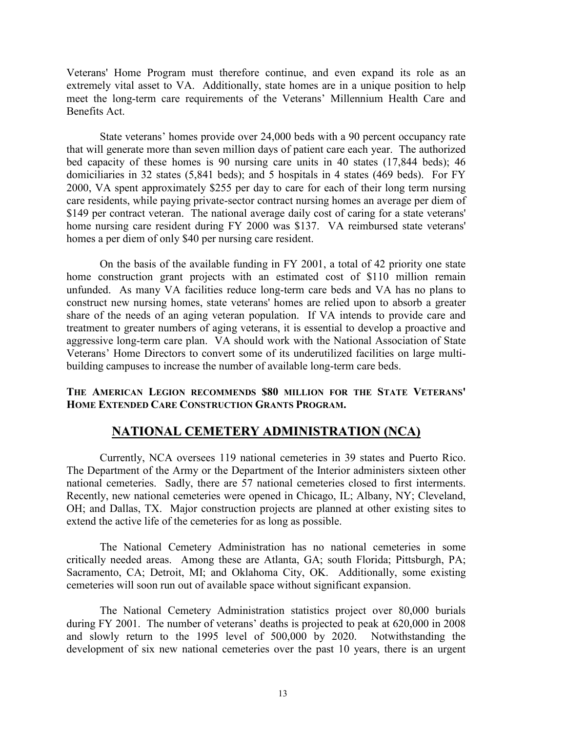Veterans' Home Program must therefore continue, and even expand its role as an extremely vital asset to VA. Additionally, state homes are in a unique position to help meet the long-term care requirements of the Veterans' Millennium Health Care and Benefits Act.

State veterans' homes provide over 24,000 beds with a 90 percent occupancy rate that will generate more than seven million days of patient care each year. The authorized bed capacity of these homes is 90 nursing care units in 40 states (17,844 beds); 46 domiciliaries in 32 states (5,841 beds); and 5 hospitals in 4 states (469 beds). For FY 2000, VA spent approximately $255 per day to care for each of their long term nursing care residents, while paying private-sector contract nursing homes an average per diem of $149 per contract veteran. The national average daily cost of caring for a state veterans' home nursing care resident during FY 2000 was $137. VA reimbursed state veterans' homes a per diem of only $40 per nursing care resident.

On the basis of the available funding in FY 2001, a total of 42 priority one state home construction grant projects with an estimated cost of $110 million remain unfunded. As many VA facilities reduce long-term care beds and VA has no plans to construct new nursing homes, state veterans' homes are relied upon to absorb a greater share of the needs of an aging veteran population. If VA intends to provide care and treatment to greater numbers of aging veterans, it is essential to develop a proactive and aggressive long-term care plan. VA should work with the National Association of State Veterans' Home Directors to convert some of its underutilized facilities on large multi-building campuses to increase the number of available long-term care beds.

**THE AMERICAN LEGION RECOMMENDS $80 MILLION FOR THE STATE VETERANS' HOME EXTENDED CARE CONSTRUCTION GRANTS PROGRAM.**

## NATIONAL CEMETERY ADMINISTRATION (NCA)

Currently, NCA oversees 119 national cemeteries in 39 states and Puerto Rico. The Department of the Army or the Department of the Interior administers sixteen other national cemeteries. Sadly, there are 57 national cemeteries closed to first interments. Recently, new national cemeteries were opened in Chicago, IL; Albany, NY; Cleveland, OH; and Dallas, TX. Major construction projects are planned at other existing sites to extend the active life of the cemeteries for as long as possible.

The National Cemetery Administration has no national cemeteries in some critically needed areas. Among these are Atlanta, GA; south Florida; Pittsburgh, PA; Sacramento, CA; Detroit, MI; and Oklahoma City, OK. Additionally, some existing cemeteries will soon run out of available space without significant expansion.

The National Cemetery Administration statistics project over 80,000 burials during FY 2001. The number of veterans' deaths is projected to peak at 620,000 in 2008 and slowly return to the 1995 level of 500,000 by 2020. Notwithstanding the development of six new national cemeteries over the past 10 years, there is an urgent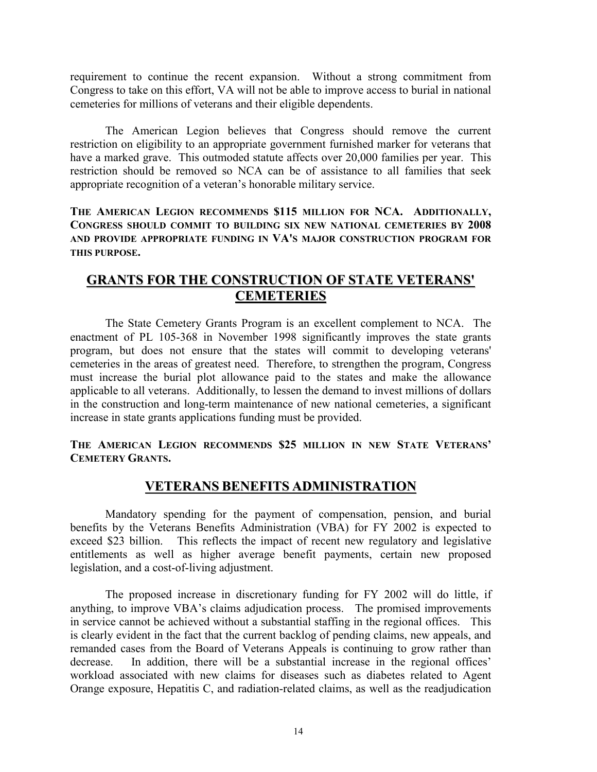requirement to continue the recent expansion. Without a strong commitment from Congress to take on this effort, VA will not be able to improve access to burial in national cemeteries for millions of veterans and their eligible dependents.

The American Legion believes that Congress should remove the current restriction on eligibility to an appropriate government furnished marker for veterans that have a marked grave. This outmoded statute affects over 20,000 families per year. This restriction should be removed so NCA can be of assistance to all families that seek appropriate recognition of a veteran's honorable military service.

**THE AMERICAN LEGION RECOMMENDS $115 MILLION FOR NCA. ADDITIONALLY, CONGRESS SHOULD COMMIT TO BUILDING SIX NEW NATIONAL CEMETERIES BY 2008 AND PROVIDE APPROPRIATE FUNDING IN VA'S MAJOR CONSTRUCTION PROGRAM FOR THIS PURPOSE.**

## GRANTS FOR THE CONSTRUCTION OF STATE VETERANS' CEMETERIES

The State Cemetery Grants Program is an excellent complement to NCA. The enactment of PL 105-368 in November 1998 significantly improves the state grants program, but does not ensure that the states will commit to developing veterans' cemeteries in the areas of greatest need. Therefore, to strengthen the program, Congress must increase the burial plot allowance paid to the states and make the allowance applicable to all veterans. Additionally, to lessen the demand to invest millions of dollars in the construction and long-term maintenance of new national cemeteries, a significant increase in state grants applications funding must be provided.

**THE AMERICAN LEGION RECOMMENDS $25 MILLION IN NEW STATE VETERANS' CEMETERY GRANTS.**

## VETERANS BENEFITS ADMINISTRATION

Mandatory spending for the payment of compensation, pension, and burial benefits by the Veterans Benefits Administration (VBA) for FY 2002 is expected to exceed $23 billion. This reflects the impact of recent new regulatory and legislative entitlements as well as higher average benefit payments, certain new proposed legislation, and a cost-of-living adjustment.

The proposed increase in discretionary funding for FY 2002 will do little, if anything, to improve VBA's claims adjudication process. The promised improvements in service cannot be achieved without a substantial staffing in the regional offices. This is clearly evident in the fact that the current backlog of pending claims, new appeals, and remanded cases from the Board of Veterans Appeals is continuing to grow rather than decrease. In addition, there will be a substantial increase in the regional offices' workload associated with new claims for diseases such as diabetes related to Agent Orange exposure, Hepatitis C, and radiation-related claims, as well as the readjudication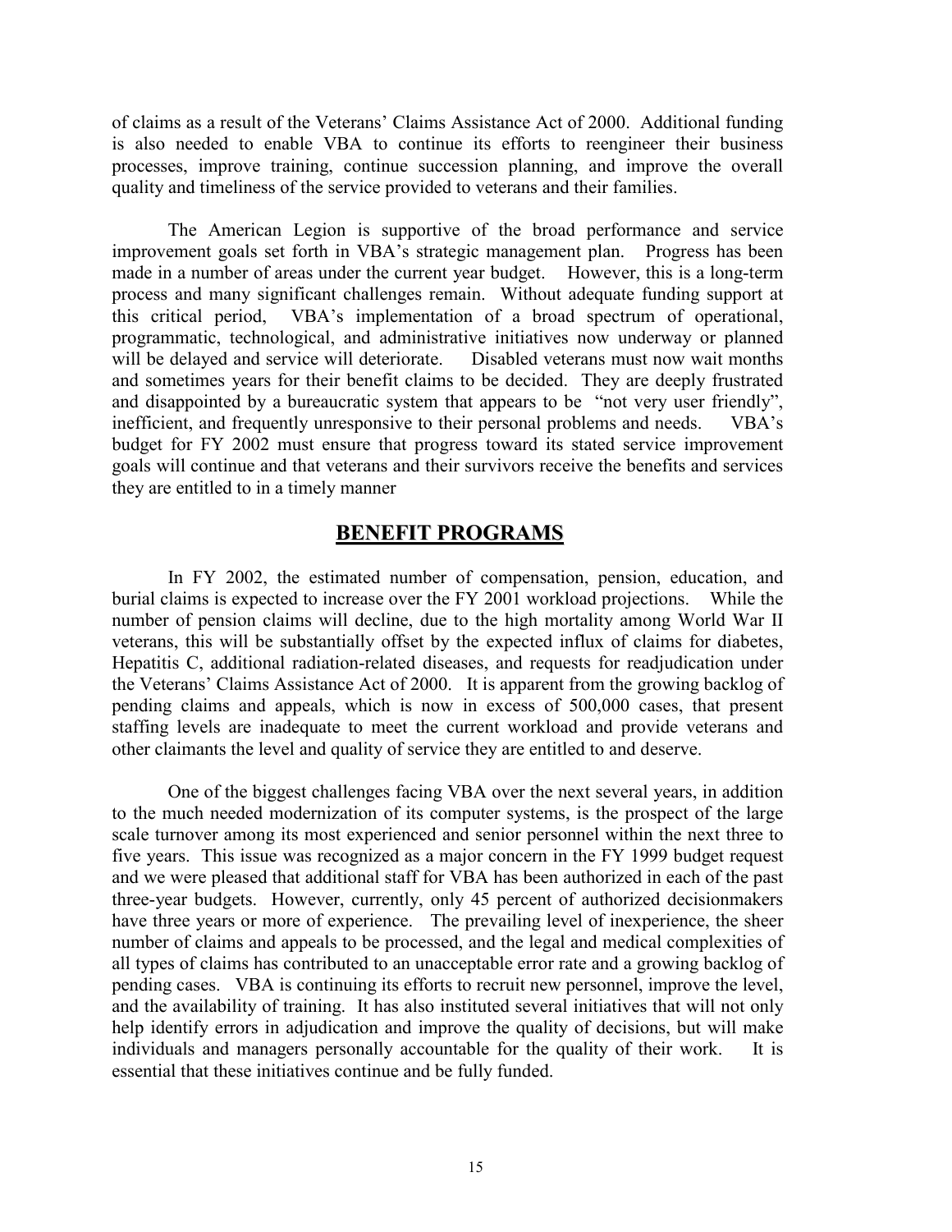of claims as a result of the Veterans' Claims Assistance Act of 2000. Additional funding is also needed to enable VBA to continue its efforts to reengineer their business processes, improve training, continue succession planning, and improve the overall quality and timeliness of the service provided to veterans and their families.

The American Legion is supportive of the broad performance and service improvement goals set forth in VBA's strategic management plan. Progress has been made in a number of areas under the current year budget. However, this is a long-term process and many significant challenges remain. Without adequate funding support at this critical period, VBA's implementation of a broad spectrum of operational, programmatic, technological, and administrative initiatives now underway or planned will be delayed and service will deteriorate. Disabled veterans must now wait months and sometimes years for their benefit claims to be decided. They are deeply frustrated and disappointed by a bureaucratic system that appears to be "not very user friendly", inefficient, and frequently unresponsive to their personal problems and needs. VBA's budget for FY 2002 must ensure that progress toward its stated service improvement goals will continue and that veterans and their survivors receive the benefits and services they are entitled to in a timely manner

## BENEFIT PROGRAMS

In FY 2002, the estimated number of compensation, pension, education, and burial claims is expected to increase over the FY 2001 workload projections. While the number of pension claims will decline, due to the high mortality among World War II veterans, this will be substantially offset by the expected influx of claims for diabetes, Hepatitis C, additional radiation-related diseases, and requests for readjudication under the Veterans' Claims Assistance Act of 2000. It is apparent from the growing backlog of pending claims and appeals, which is now in excess of 500,000 cases, that present staffing levels are inadequate to meet the current workload and provide veterans and other claimants the level and quality of service they are entitled to and deserve.

One of the biggest challenges facing VBA over the next several years, in addition to the much needed modernization of its computer systems, is the prospect of the large scale turnover among its most experienced and senior personnel within the next three to five years. This issue was recognized as a major concern in the FY 1999 budget request and we were pleased that additional staff for VBA has been authorized in each of the past three-year budgets. However, currently, only 45 percent of authorized decisionmakers have three years or more of experience. The prevailing level of inexperience, the sheer number of claims and appeals to be processed, and the legal and medical complexities of all types of claims has contributed to an unacceptable error rate and a growing backlog of pending cases. VBA is continuing its efforts to recruit new personnel, improve the level, and the availability of training. It has also instituted several initiatives that will not only help identify errors in adjudication and improve the quality of decisions, but will make individuals and managers personally accountable for the quality of their work. It is essential that these initiatives continue and be fully funded.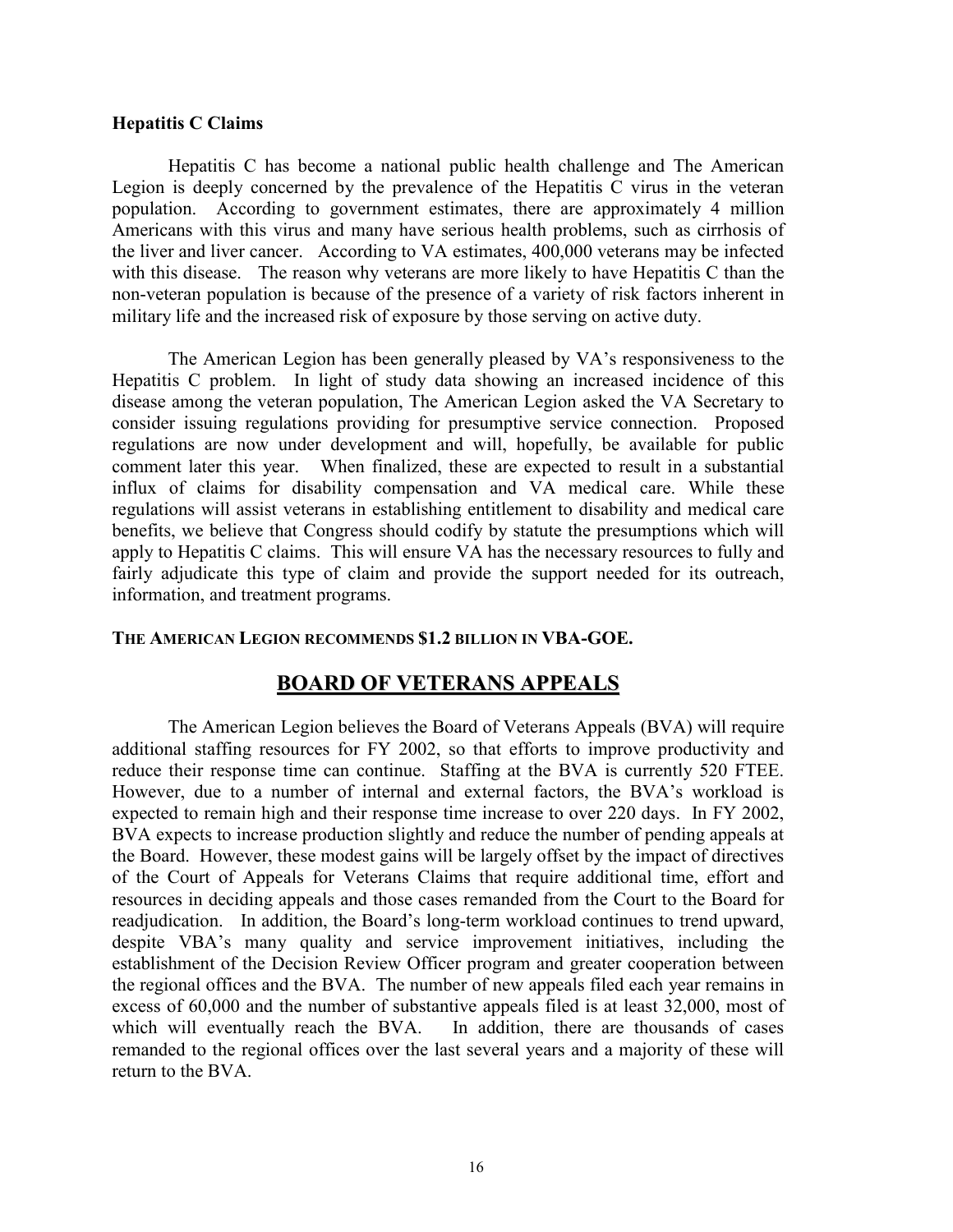### Hepatitis C Claims

Hepatitis C has become a national public health challenge and The American Legion is deeply concerned by the prevalence of the Hepatitis C virus in the veteran population. According to government estimates, there are approximately 4 million Americans with this virus and many have serious health problems, such as cirrhosis of the liver and liver cancer. According to VA estimates, 400,000 veterans may be infected with this disease. The reason why veterans are more likely to have Hepatitis C than the non-veteran population is because of the presence of a variety of risk factors inherent in military life and the increased risk of exposure by those serving on active duty.

The American Legion has been generally pleased by VA's responsiveness to the Hepatitis C problem. In light of study data showing an increased incidence of this disease among the veteran population, The American Legion asked the VA Secretary to consider issuing regulations providing for presumptive service connection. Proposed regulations are now under development and will, hopefully, be available for public comment later this year. When finalized, these are expected to result in a substantial influx of claims for disability compensation and VA medical care. While these regulations will assist veterans in establishing entitlement to disability and medical care benefits, we believe that Congress should codify by statute the presumptions which will apply to Hepatitis C claims. This will ensure VA has the necessary resources to fully and fairly adjudicate this type of claim and provide the support needed for its outreach, information, and treatment programs.

**THE AMERICAN LEGION RECOMMENDS $1.2 BILLION IN VBA-GOE.**

## BOARD OF VETERANS APPEALS

The American Legion believes the Board of Veterans Appeals (BVA) will require additional staffing resources for FY 2002, so that efforts to improve productivity and reduce their response time can continue. Staffing at the BVA is currently 520 FTEE. However, due to a number of internal and external factors, the BVA's workload is expected to remain high and their response time increase to over 220 days. In FY 2002, BVA expects to increase production slightly and reduce the number of pending appeals at the Board. However, these modest gains will be largely offset by the impact of directives of the Court of Appeals for Veterans Claims that require additional time, effort and resources in deciding appeals and those cases remanded from the Court to the Board for readjudication. In addition, the Board's long-term workload continues to trend upward, despite VBA's many quality and service improvement initiatives, including the establishment of the Decision Review Officer program and greater cooperation between the regional offices and the BVA. The number of new appeals filed each year remains in excess of 60,000 and the number of substantive appeals filed is at least 32,000, most of which will eventually reach the BVA. In addition, there are thousands of cases remanded to the regional offices over the last several years and a majority of these will return to the BVA.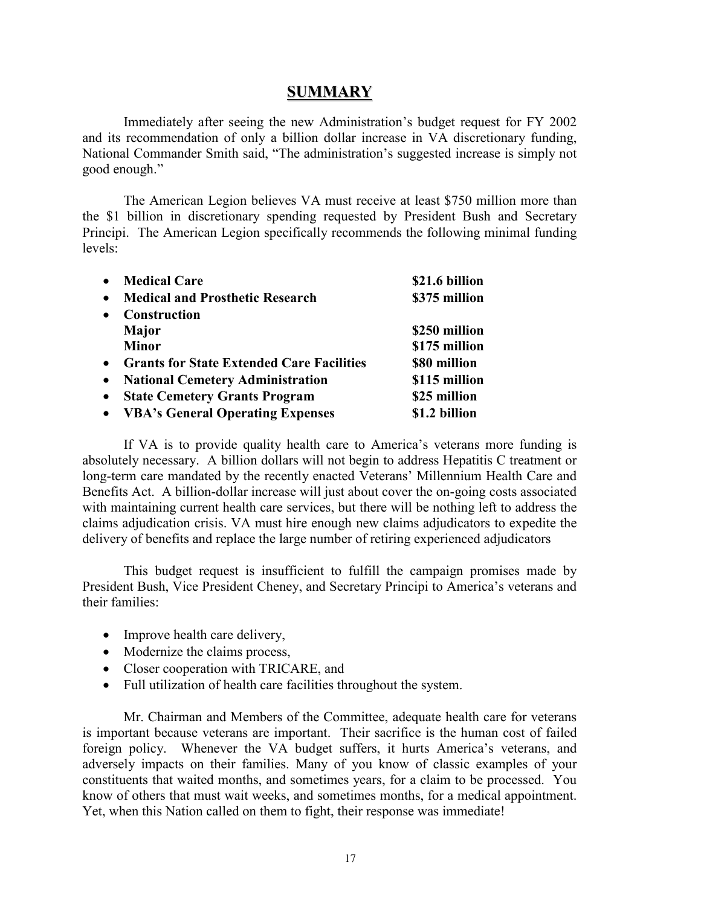## SUMMARY

Immediately after seeing the new Administration's budget request for FY 2002 and its recommendation of only a billion dollar increase in VA discretionary funding, National Commander Smith said, "The administration's suggested increase is simply not good enough."

The American Legion believes VA must receive at least $750 million more than the $1 billion in discretionary spending requested by President Bush and Secretary Principi. The American Legion specifically recommends the following minimal funding levels:

- **Medical Care** — **$21.6 billion**
- **Medical and Prosthetic Research** — **$375 million**
- **Construction**
  - **Major** — **$250 million**
  - **Minor** — **$175 million**
- **Grants for State Extended Care Facilities** — **$80 million**
- **National Cemetery Administration** — **$115 million**
- **State Cemetery Grants Program** — **$25 million**
- **VBA's General Operating Expenses** — **$1.2 billion**

If VA is to provide quality health care to America's veterans more funding is absolutely necessary. A billion dollars will not begin to address Hepatitis C treatment or long-term care mandated by the recently enacted Veterans' Millennium Health Care and Benefits Act. A billion-dollar increase will just about cover the on-going costs associated with maintaining current health care services, but there will be nothing left to address the claims adjudication crisis. VA must hire enough new claims adjudicators to expedite the delivery of benefits and replace the large number of retiring experienced adjudicators

This budget request is insufficient to fulfill the campaign promises made by President Bush, Vice President Cheney, and Secretary Principi to America's veterans and their families:

- Improve health care delivery,
- Modernize the claims process,
- Closer cooperation with TRICARE, and
- Full utilization of health care facilities throughout the system.

Mr. Chairman and Members of the Committee, adequate health care for veterans is important because veterans are important. Their sacrifice is the human cost of failed foreign policy. Whenever the VA budget suffers, it hurts America's veterans, and adversely impacts on their families. Many of you know of classic examples of your constituents that waited months, and sometimes years, for a claim to be processed. You know of others that must wait weeks, and sometimes months, for a medical appointment. Yet, when this Nation called on them to fight, their response was immediate!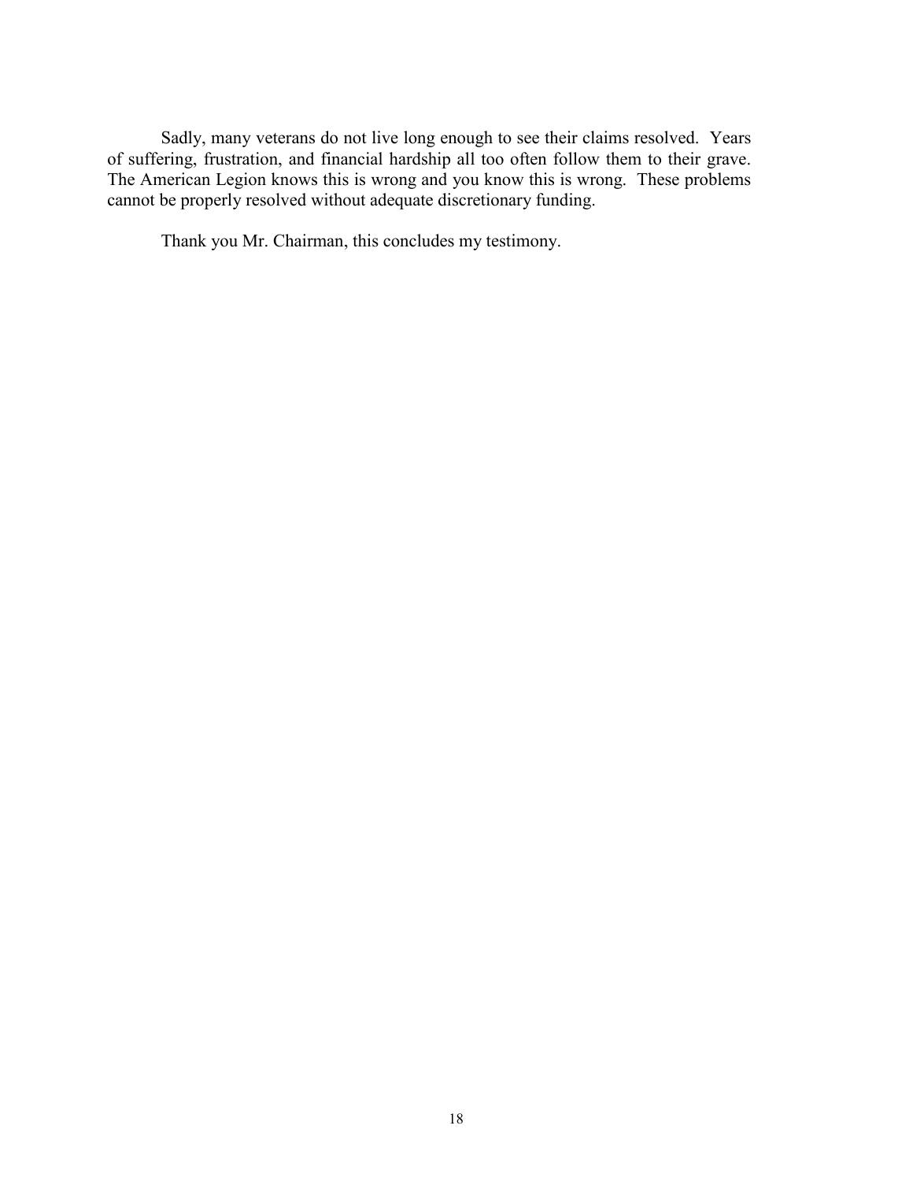Sadly, many veterans do not live long enough to see their claims resolved. Years of suffering, frustration, and financial hardship all too often follow them to their grave. The American Legion knows this is wrong and you know this is wrong. These problems cannot be properly resolved without adequate discretionary funding.

Thank you Mr. Chairman, this concludes my testimony.